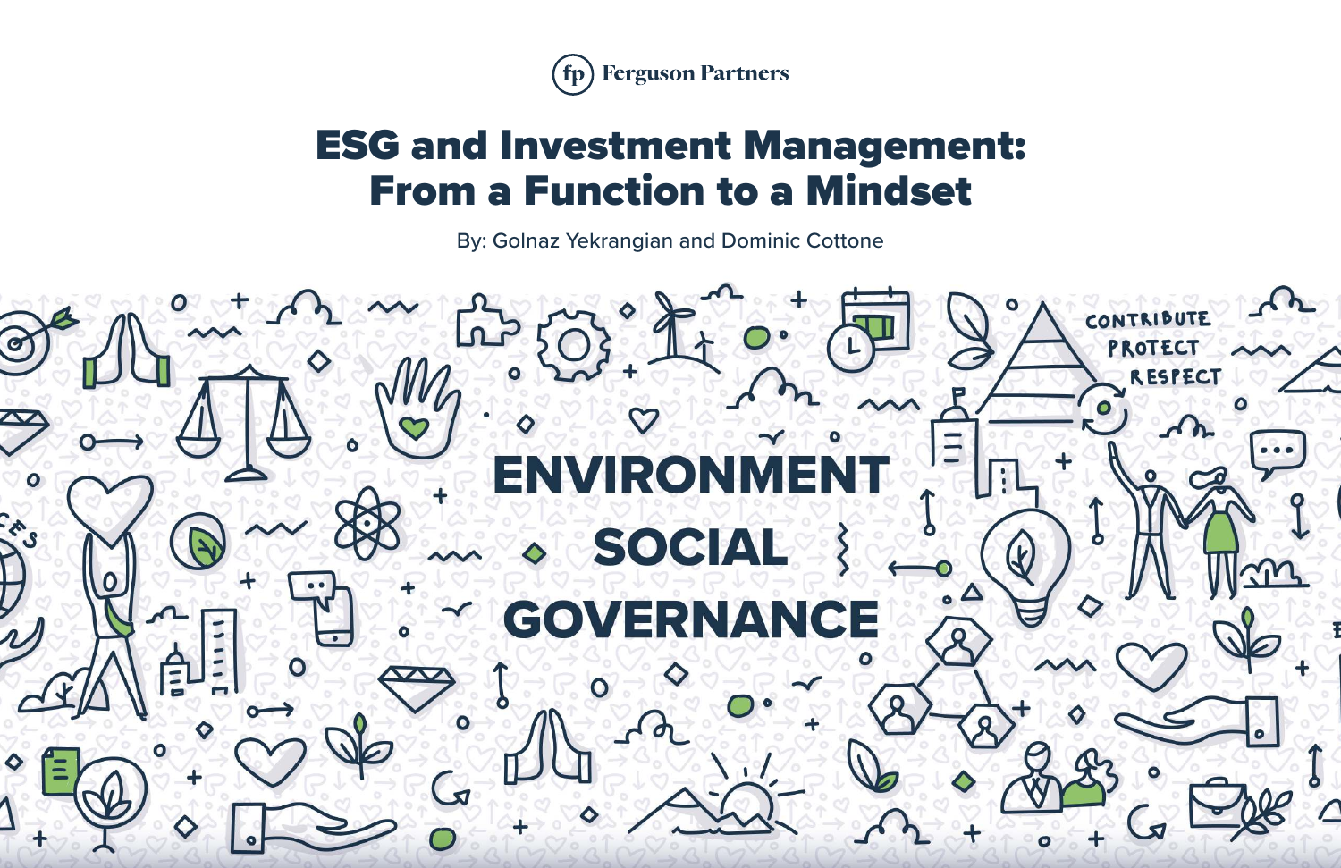Ferguson Partners

# ESG and Investment Management: From a Function to a Mindset

By: Golnaz Yekrangian and Dominic Cottone

ENVIRONMENT

SOCIAL

GOVERNANCE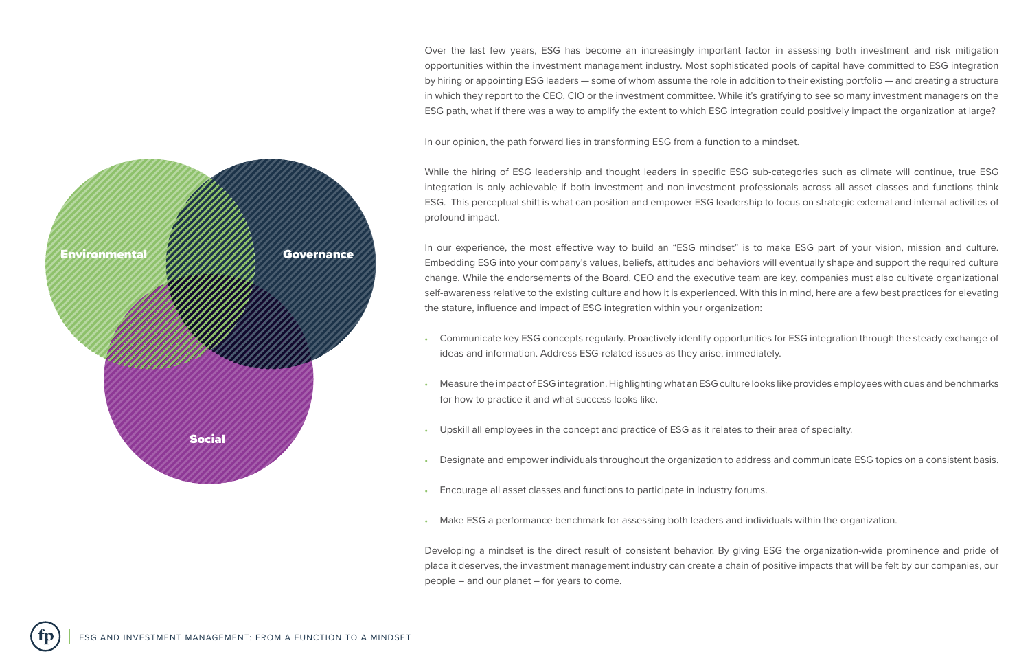Environmental

Governance

Social

Over the last few years, ESG has become an increasingly important factor in assessing both investment and risk mitigation opportunities within the investment management industry. Most sophisticated pools of capital have committed to ESG integration by hiring or appointing ESG leaders — some of whom assume the role in addition to their existing portfolio — and creating a structure in which they report to the CEO, CIO or the investment committee. While it's gratifying to see so many investment managers on the ESG path, what if there was a way to amplify the extent to which ESG integration could positively impact the organization at large?

In our opinion, the path forward lies in transforming ESG from a function to a mindset.

While the hiring of ESG leadership and thought leaders in specific ESG sub-categories such as climate will continue, true ESG integration is only achievable if both investment and non-investment professionals across all asset classes and functions think ESG. This perceptual shift is what can position and empower ESG leadership to focus on strategic external and internal activities of profound impact.

In our experience, the most effective way to build an "ESG mindset" is to make ESG part of your vision, mission and culture. Embedding ESG into your company's values, beliefs, attitudes and behaviors will eventually shape and support the required culture change. While the endorsements of the Board, CEO and the executive team are key, companies must also cultivate organizational self-awareness relative to the existing culture and how it is experienced. With this in mind, here are a few best practices for elevating the stature, influence and impact of ESG integration within your organization:

- Communicate key ESG concepts regularly. Proactively identify opportunities for ESG integration through the steady exchange of ideas and information. Address ESG-related issues as they arise, immediately.
- Measure the impact of ESG integration. Highlighting what an ESG culture looks like provides employees with cues and benchmarks for how to practice it and what success looks like.
- Upskill all employees in the concept and practice of ESG as it relates to their area of specialty.
- Designate and empower individuals throughout the organization to address and communicate ESG topics on a consistent basis.
- Encourage all asset classes and functions to participate in industry forums.
- Make ESG a performance benchmark for assessing both leaders and individuals within the organization.

Developing a mindset is the direct result of consistent behavior. By giving ESG the organization-wide prominence and pride of place it deserves, the investment management industry can create a chain of positive impacts that will be felt by our companies, our people – and our planet – for years to come.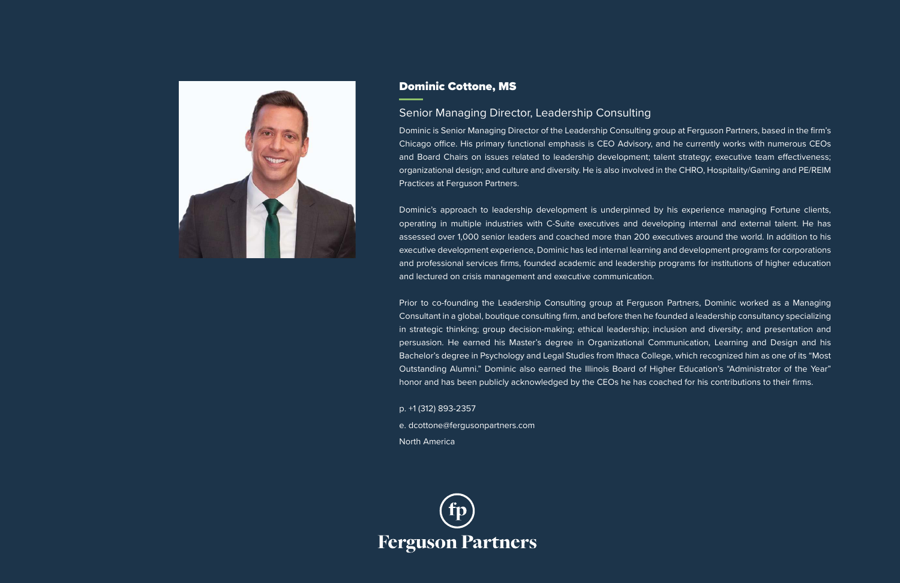## Dominic Cottone, MS

### Senior Managing Director, Leadership Consulting

Dominic is Senior Managing Director of the Leadership Consulting group at Ferguson Partners, based in the firm's Chicago office. His primary functional emphasis is CEO Advisory, and he currently works with numerous CEOs and Board Chairs on issues related to leadership development; talent strategy; executive team effectiveness; organizational design; and culture and diversity. He is also involved in the CHRO, Hospitality/Gaming and PE/REIM Practices at Ferguson Partners.

Dominic's approach to leadership development is underpinned by his experience managing Fortune clients, operating in multiple industries with C-Suite executives and developing internal and external talent. He has assessed over 1,000 senior leaders and coached more than 200 executives around the world. In addition to his executive development experience, Dominic has led internal learning and development programs for corporations and professional services firms, founded academic and leadership programs for institutions of higher education and lectured on crisis management and executive communication.

Prior to co-founding the Leadership Consulting group at Ferguson Partners, Dominic worked as a Managing Consultant in a global, boutique consulting firm, and before then he founded a leadership consultancy specializing in strategic thinking; group decision-making; ethical leadership; inclusion and diversity; and presentation and persuasion. He earned his Master's degree in Organizational Communication, Learning and Design and his Bachelor's degree in Psychology and Legal Studies from Ithaca College, which recognized him as one of its "Most Outstanding Alumni." Dominic also earned the Illinois Board of Higher Education's "Administrator of the Year" honor and has been publicly acknowledged by the CEOs he has coached for his contributions to their firms.

p. +1 (312) 893-2357

e. dcottone@fergusonpartners.com

North America

Ferguson Partners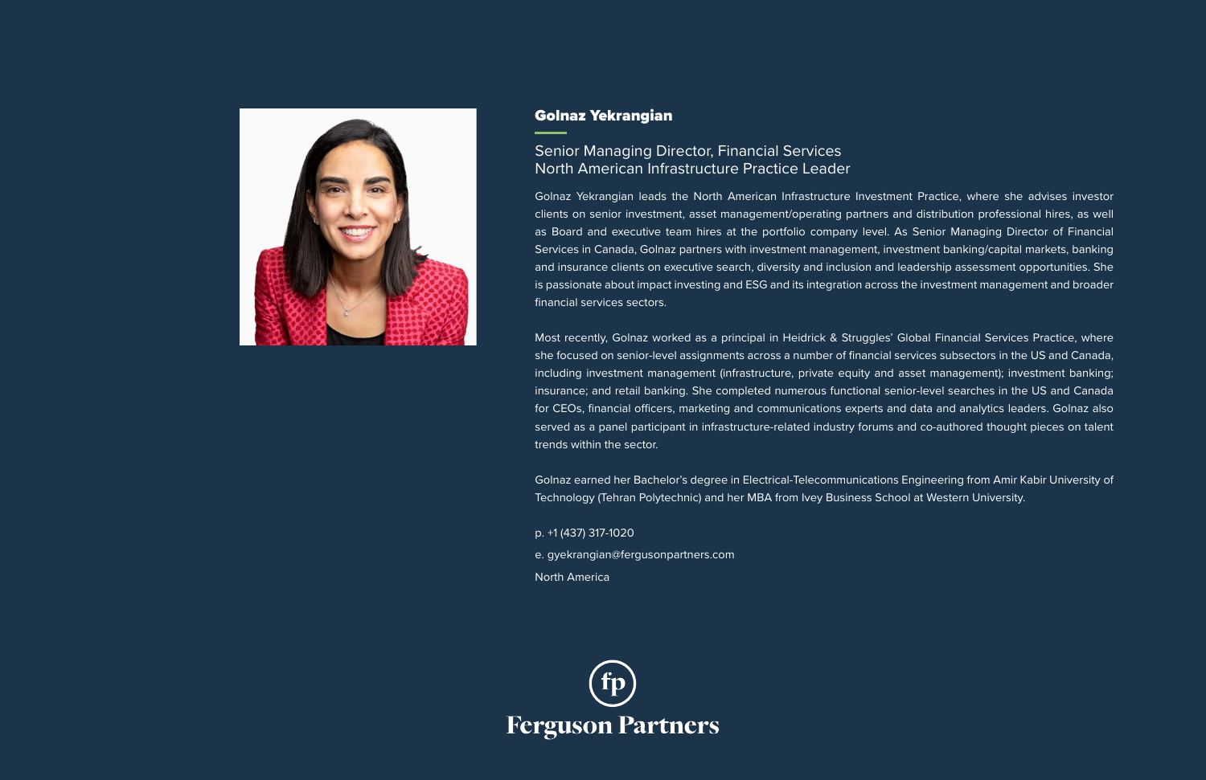## Golnaz Yekrangian

### Senior Managing Director, Financial Services
### North American Infrastructure Practice Leader

Golnaz Yekrangian leads the North American Infrastructure Investment Practice, where she advises investor clients on senior investment, asset management/operating partners and distribution professional hires, as well as Board and executive team hires at the portfolio company level. As Senior Managing Director of Financial Services in Canada, Golnaz partners with investment management, investment banking/capital markets, banking and insurance clients on executive search, diversity and inclusion and leadership assessment opportunities. She is passionate about impact investing and ESG and its integration across the investment management and broader financial services sectors.

Most recently, Golnaz worked as a principal in Heidrick & Struggles' Global Financial Services Practice, where she focused on senior-level assignments across a number of financial services subsectors in the US and Canada, including investment management (infrastructure, private equity and asset management); investment banking; insurance; and retail banking. She completed numerous functional senior-level searches in the US and Canada for CEOs, financial officers, marketing and communications experts and data and analytics leaders. Golnaz also served as a panel participant in infrastructure-related industry forums and co-authored thought pieces on talent trends within the sector.

Golnaz earned her Bachelor's degree in Electrical-Telecommunications Engineering from Amir Kabir University of Technology (Tehran Polytechnic) and her MBA from Ivey Business School at Western University.

p. +1 (437) 317-1020

e. gyekrangian@fergusonpartners.com

North America

fp

Ferguson Partners